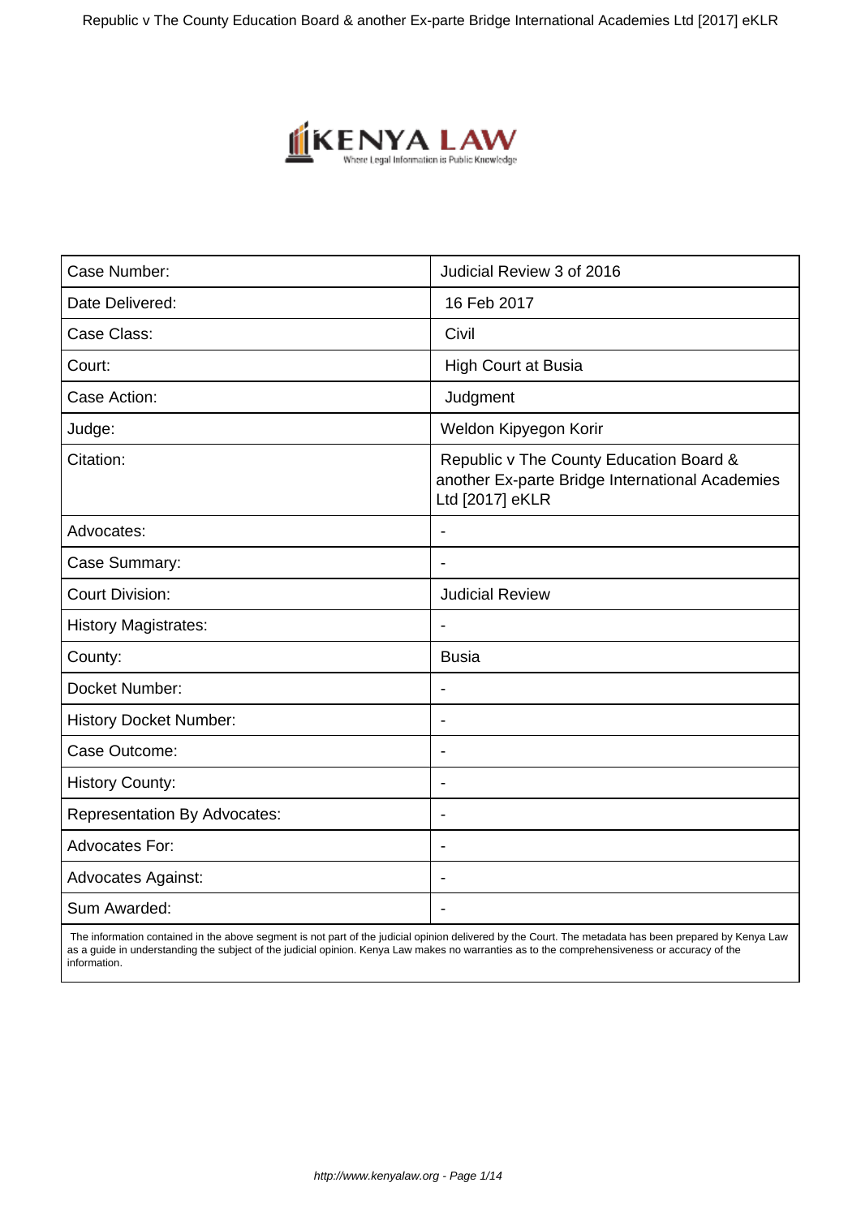| Case Number: | Judicial Review 3 of 2016 |
|---|---|
| Date Delivered: | 16 Feb 2017 |
| Case Class: | Civil |
| Court: | High Court at Busia |
| Case Action: | Judgment |
| Judge: | Weldon Kipyegon Korir |
| Citation: | Republic v The County Education Board & another Ex-parte Bridge International Academies Ltd [2017] eKLR |
| Advocates: | - |
| Case Summary: | - |
| Court Division: | Judicial Review |
| History Magistrates: | - |
| County: | Busia |
| Docket Number: | - |
| History Docket Number: | - |
| Case Outcome: | - |
| History County: | - |
| Representation By Advocates: | - |
| Advocates For: | - |
| Advocates Against: | - |
| Sum Awarded: | - |

The information contained in the above segment is not part of the judicial opinion delivered by the Court. The metadata has been prepared by Kenya Law as a guide in understanding the subject of the judicial opinion. Kenya Law makes no warranties as to the comprehensiveness or accuracy of the information.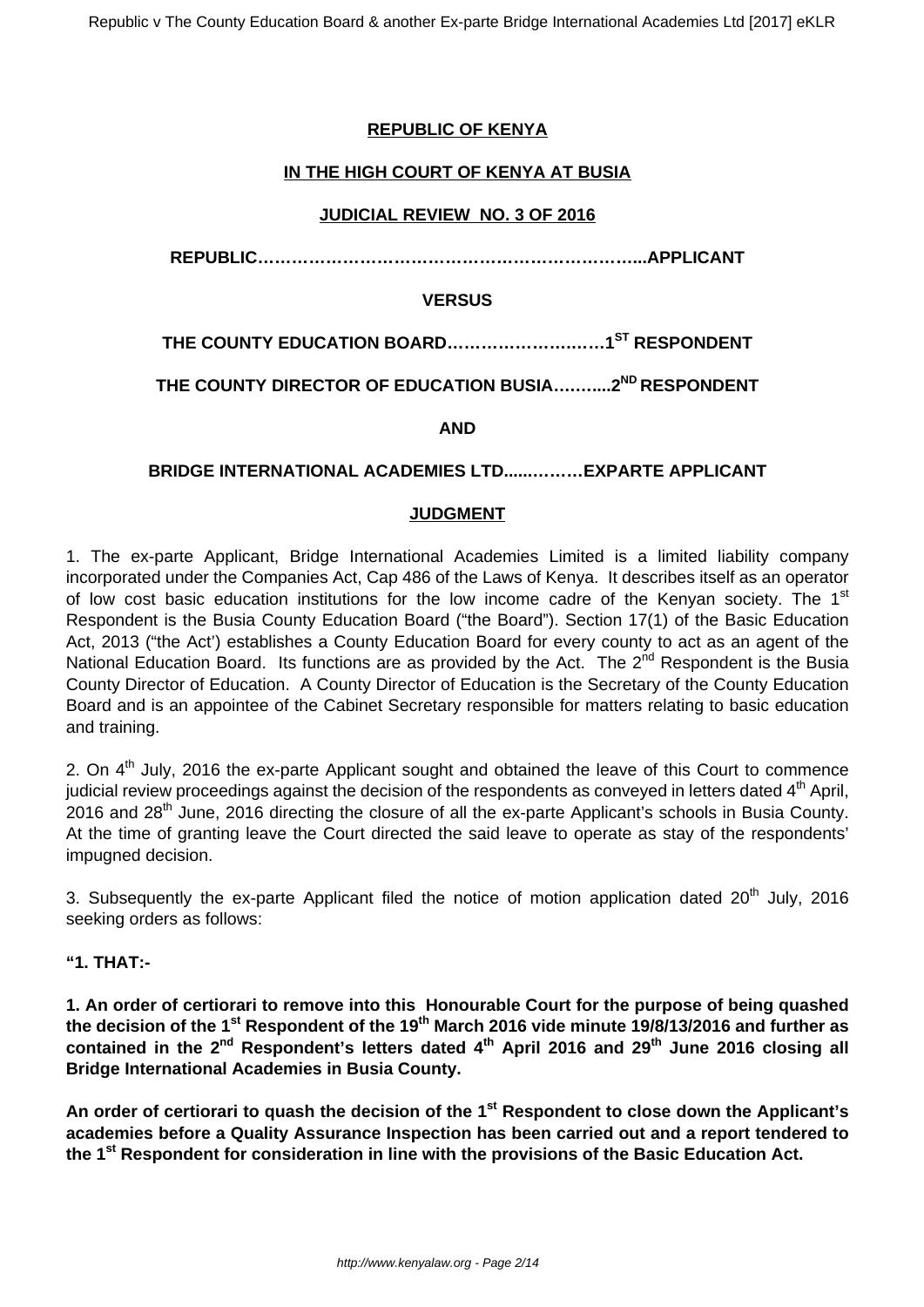**REPUBLIC OF KENYA**

**IN THE HIGH COURT OF KENYA AT BUSIA**

**JUDICIAL REVIEW NO. 3 OF 2016**

**REPUBLIC…………………………………………………………...APPLICANT**

**VERSUS**

**THE COUNTY EDUCATION BOARD………………….……1ST RESPONDENT**

**THE COUNTY DIRECTOR OF EDUCATION BUSIA……....2ND RESPONDENT**

**AND**

**BRIDGE INTERNATIONAL ACADEMIES LTD.....………EXPARTE APPLICANT**

**JUDGMENT**

1. The ex-parte Applicant, Bridge International Academies Limited is a limited liability company incorporated under the Companies Act, Cap 486 of the Laws of Kenya. It describes itself as an operator of low cost basic education institutions for the low income cadre of the Kenyan society. The 1st Respondent is the Busia County Education Board ("the Board"). Section 17(1) of the Basic Education Act, 2013 ("the Act') establishes a County Education Board for every county to act as an agent of the National Education Board. Its functions are as provided by the Act. The 2nd Respondent is the Busia County Director of Education. A County Director of Education is the Secretary of the County Education Board and is an appointee of the Cabinet Secretary responsible for matters relating to basic education and training.

2. On 4th July, 2016 the ex-parte Applicant sought and obtained the leave of this Court to commence judicial review proceedings against the decision of the respondents as conveyed in letters dated 4th April, 2016 and 28th June, 2016 directing the closure of all the ex-parte Applicant's schools in Busia County. At the time of granting leave the Court directed the said leave to operate as stay of the respondents' impugned decision.

3. Subsequently the ex-parte Applicant filed the notice of motion application dated 20th July, 2016 seeking orders as follows:

**"1. THAT:-**

**1. An order of certiorari to remove into this Honourable Court for the purpose of being quashed the decision of the 1st Respondent of the 19th March 2016 vide minute 19/8/13/2016 and further as contained in the 2nd Respondent's letters dated 4th April 2016 and 29th June 2016 closing all Bridge International Academies in Busia County.**

**An order of certiorari to quash the decision of the 1st Respondent to close down the Applicant's academies before a Quality Assurance Inspection has been carried out and a report tendered to the 1st Respondent for consideration in line with the provisions of the Basic Education Act.**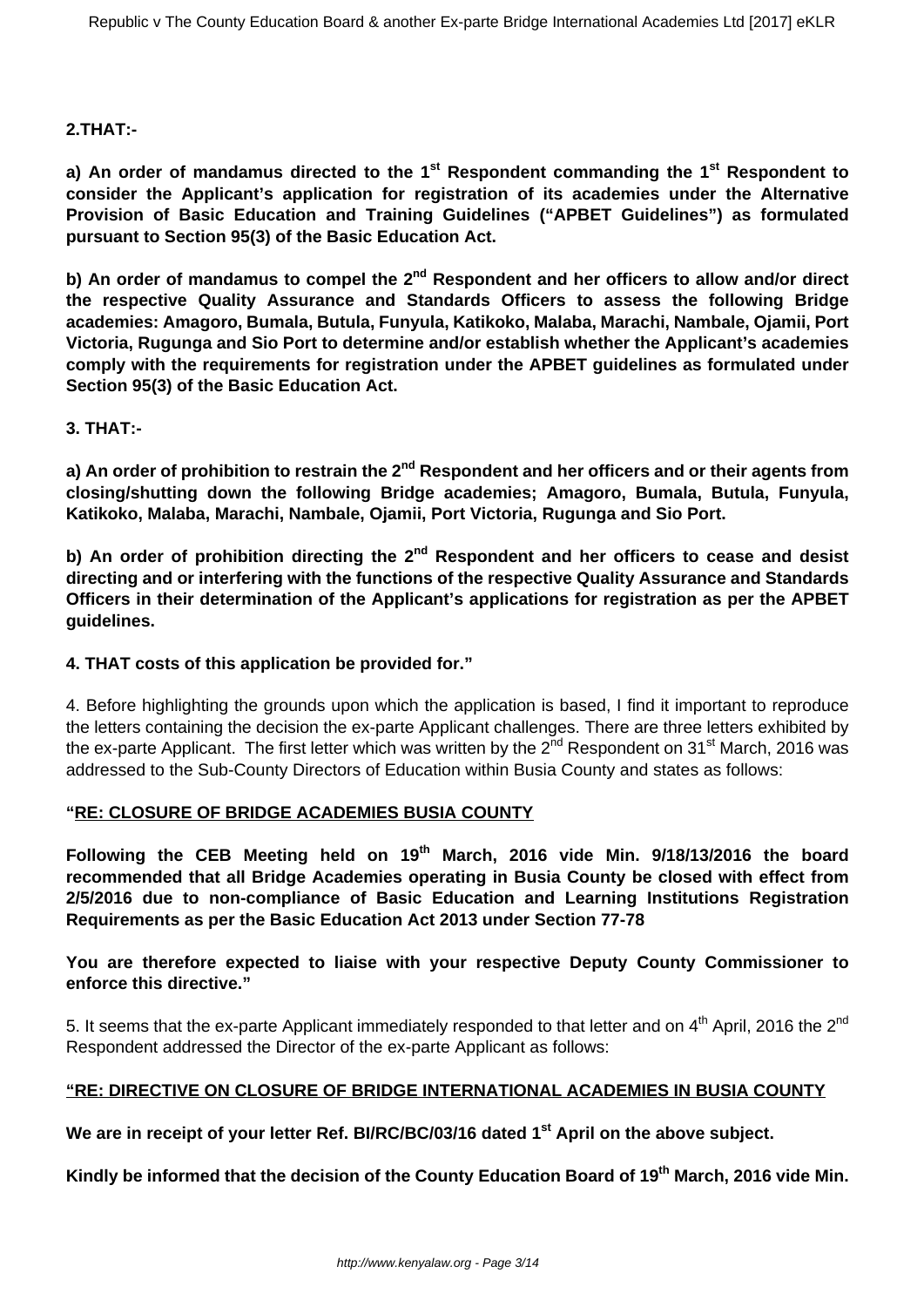**2.THAT:-**

**a) An order of mandamus directed to the 1st Respondent commanding the 1st Respondent to consider the Applicant's application for registration of its academies under the Alternative Provision of Basic Education and Training Guidelines ("APBET Guidelines") as formulated pursuant to Section 95(3) of the Basic Education Act.**

**b) An order of mandamus to compel the 2nd Respondent and her officers to allow and/or direct the respective Quality Assurance and Standards Officers to assess the following Bridge academies: Amagoro, Bumala, Butula, Funyula, Katikoko, Malaba, Marachi, Nambale, Ojamii, Port Victoria, Rugunga and Sio Port to determine and/or establish whether the Applicant's academies comply with the requirements for registration under the APBET guidelines as formulated under Section 95(3) of the Basic Education Act.**

**3. THAT:-**

**a) An order of prohibition to restrain the 2nd Respondent and her officers and or their agents from closing/shutting down the following Bridge academies; Amagoro, Bumala, Butula, Funyula, Katikoko, Malaba, Marachi, Nambale, Ojamii, Port Victoria, Rugunga and Sio Port.**

**b) An order of prohibition directing the 2nd Respondent and her officers to cease and desist directing and or interfering with the functions of the respective Quality Assurance and Standards Officers in their determination of the Applicant's applications for registration as per the APBET guidelines.**

**4. THAT costs of this application be provided for."**

4. Before highlighting the grounds upon which the application is based, I find it important to reproduce the letters containing the decision the ex-parte Applicant challenges. There are three letters exhibited by the ex-parte Applicant. The first letter which was written by the 2nd Respondent on 31st March, 2016 was addressed to the Sub-County Directors of Education within Busia County and states as follows:

**"RE: CLOSURE OF BRIDGE ACADEMIES BUSIA COUNTY**

**Following the CEB Meeting held on 19th March, 2016 vide Min. 9/18/13/2016 the board recommended that all Bridge Academies operating in Busia County be closed with effect from 2/5/2016 due to non-compliance of Basic Education and Learning Institutions Registration Requirements as per the Basic Education Act 2013 under Section 77-78**

**You are therefore expected to liaise with your respective Deputy County Commissioner to enforce this directive."**

5. It seems that the ex-parte Applicant immediately responded to that letter and on 4th April, 2016 the 2nd Respondent addressed the Director of the ex-parte Applicant as follows:

**"RE: DIRECTIVE ON CLOSURE OF BRIDGE INTERNATIONAL ACADEMIES IN BUSIA COUNTY**

**We are in receipt of your letter Ref. BI/RC/BC/03/16 dated 1st April on the above subject.**

**Kindly be informed that the decision of the County Education Board of 19th March, 2016 vide Min.**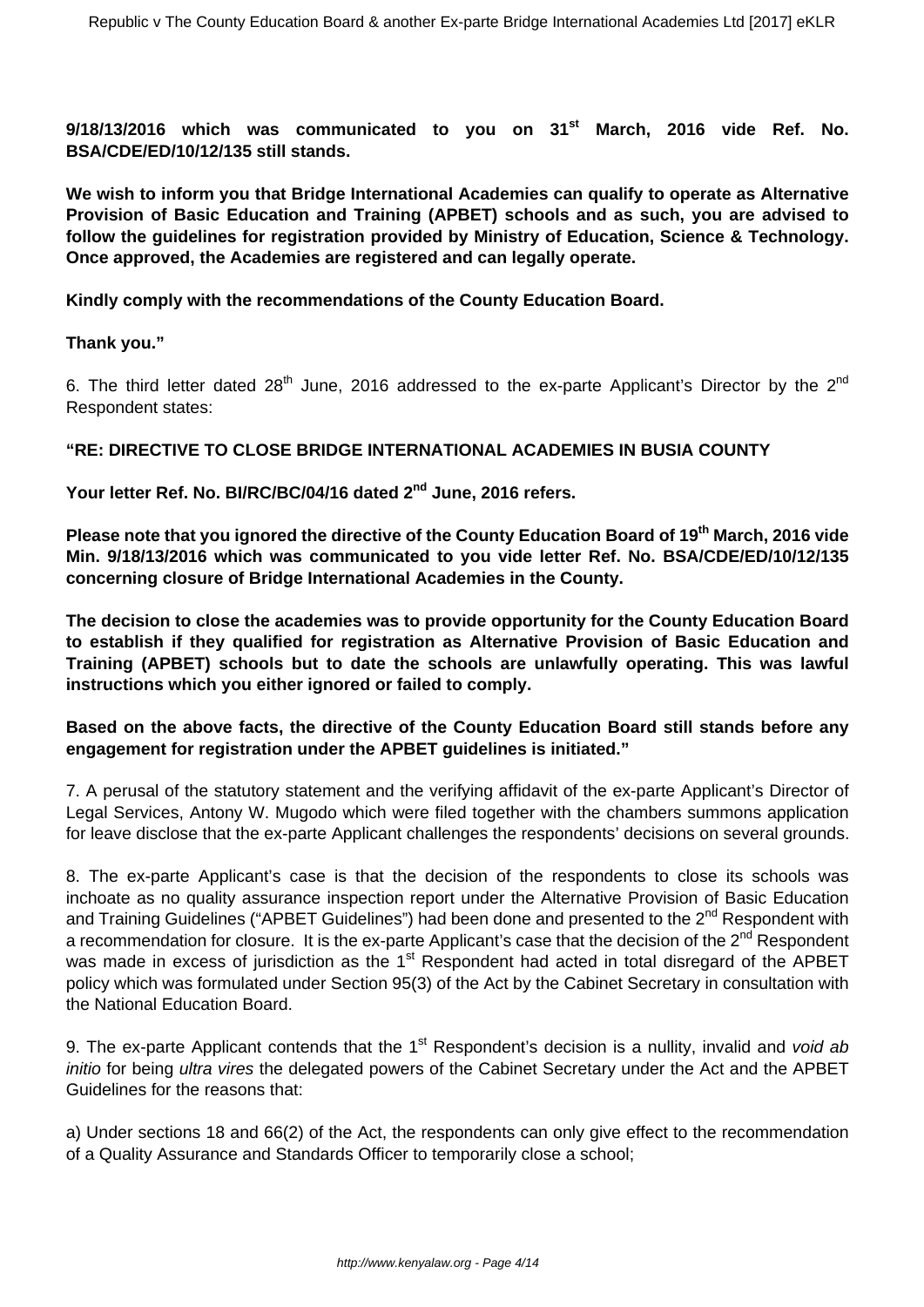**9/18/13/2016 which was communicated to you on 31st March, 2016 vide Ref. No. BSA/CDE/ED/10/12/135 still stands.**

**We wish to inform you that Bridge International Academies can qualify to operate as Alternative Provision of Basic Education and Training (APBET) schools and as such, you are advised to follow the guidelines for registration provided by Ministry of Education, Science & Technology. Once approved, the Academies are registered and can legally operate.**

**Kindly comply with the recommendations of the County Education Board.**

**Thank you."**

6. The third letter dated 28th June, 2016 addressed to the ex-parte Applicant's Director by the 2nd Respondent states:

**"RE: DIRECTIVE TO CLOSE BRIDGE INTERNATIONAL ACADEMIES IN BUSIA COUNTY**

**Your letter Ref. No. BI/RC/BC/04/16 dated 2nd June, 2016 refers.**

**Please note that you ignored the directive of the County Education Board of 19th March, 2016 vide Min. 9/18/13/2016 which was communicated to you vide letter Ref. No. BSA/CDE/ED/10/12/135 concerning closure of Bridge International Academies in the County.**

**The decision to close the academies was to provide opportunity for the County Education Board to establish if they qualified for registration as Alternative Provision of Basic Education and Training (APBET) schools but to date the schools are unlawfully operating. This was lawful instructions which you either ignored or failed to comply.**

**Based on the above facts, the directive of the County Education Board still stands before any engagement for registration under the APBET guidelines is initiated."**

7. A perusal of the statutory statement and the verifying affidavit of the ex-parte Applicant's Director of Legal Services, Antony W. Mugodo which were filed together with the chambers summons application for leave disclose that the ex-parte Applicant challenges the respondents' decisions on several grounds.

8. The ex-parte Applicant's case is that the decision of the respondents to close its schools was inchoate as no quality assurance inspection report under the Alternative Provision of Basic Education and Training Guidelines ("APBET Guidelines") had been done and presented to the 2nd Respondent with a recommendation for closure. It is the ex-parte Applicant's case that the decision of the 2nd Respondent was made in excess of jurisdiction as the 1st Respondent had acted in total disregard of the APBET policy which was formulated under Section 95(3) of the Act by the Cabinet Secretary in consultation with the National Education Board.

9. The ex-parte Applicant contends that the 1st Respondent's decision is a nullity, invalid and *void ab initio* for being *ultra vires* the delegated powers of the Cabinet Secretary under the Act and the APBET Guidelines for the reasons that:

a) Under sections 18 and 66(2) of the Act, the respondents can only give effect to the recommendation of a Quality Assurance and Standards Officer to temporarily close a school;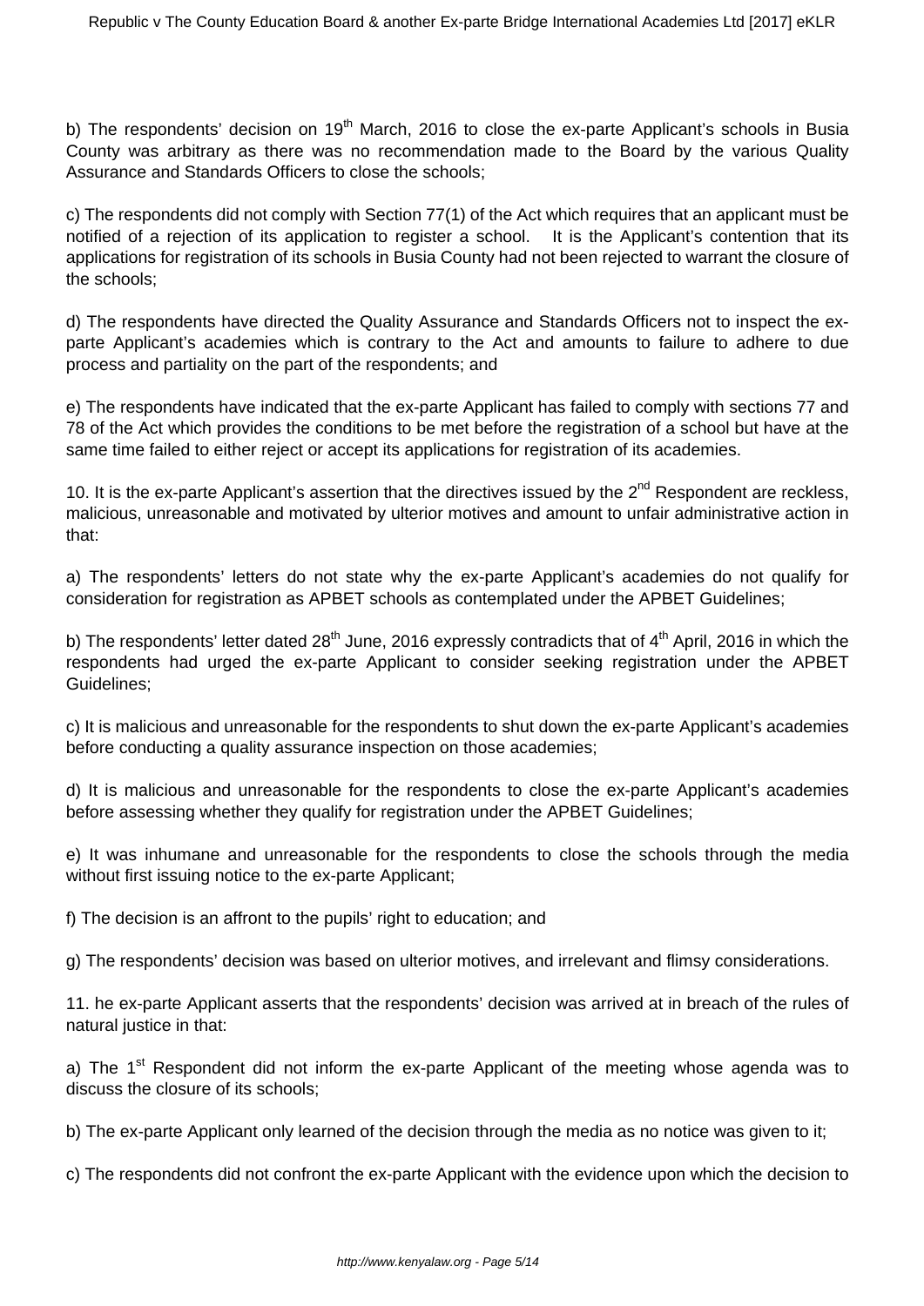b) The respondents' decision on 19th March, 2016 to close the ex-parte Applicant's schools in Busia County was arbitrary as there was no recommendation made to the Board by the various Quality Assurance and Standards Officers to close the schools;

c) The respondents did not comply with Section 77(1) of the Act which requires that an applicant must be notified of a rejection of its application to register a school. It is the Applicant's contention that its applications for registration of its schools in Busia County had not been rejected to warrant the closure of the schools;

d) The respondents have directed the Quality Assurance and Standards Officers not to inspect the ex-parte Applicant's academies which is contrary to the Act and amounts to failure to adhere to due process and partiality on the part of the respondents; and

e) The respondents have indicated that the ex-parte Applicant has failed to comply with sections 77 and 78 of the Act which provides the conditions to be met before the registration of a school but have at the same time failed to either reject or accept its applications for registration of its academies.

10. It is the ex-parte Applicant's assertion that the directives issued by the 2nd Respondent are reckless, malicious, unreasonable and motivated by ulterior motives and amount to unfair administrative action in that:

a) The respondents' letters do not state why the ex-parte Applicant's academies do not qualify for consideration for registration as APBET schools as contemplated under the APBET Guidelines;

b) The respondents' letter dated 28th June, 2016 expressly contradicts that of 4th April, 2016 in which the respondents had urged the ex-parte Applicant to consider seeking registration under the APBET Guidelines;

c) It is malicious and unreasonable for the respondents to shut down the ex-parte Applicant's academies before conducting a quality assurance inspection on those academies;

d) It is malicious and unreasonable for the respondents to close the ex-parte Applicant's academies before assessing whether they qualify for registration under the APBET Guidelines;

e) It was inhumane and unreasonable for the respondents to close the schools through the media without first issuing notice to the ex-parte Applicant;

f) The decision is an affront to the pupils' right to education; and

g) The respondents' decision was based on ulterior motives, and irrelevant and flimsy considerations.

11. he ex-parte Applicant asserts that the respondents' decision was arrived at in breach of the rules of natural justice in that:

a) The 1st Respondent did not inform the ex-parte Applicant of the meeting whose agenda was to discuss the closure of its schools;

b) The ex-parte Applicant only learned of the decision through the media as no notice was given to it;

c) The respondents did not confront the ex-parte Applicant with the evidence upon which the decision to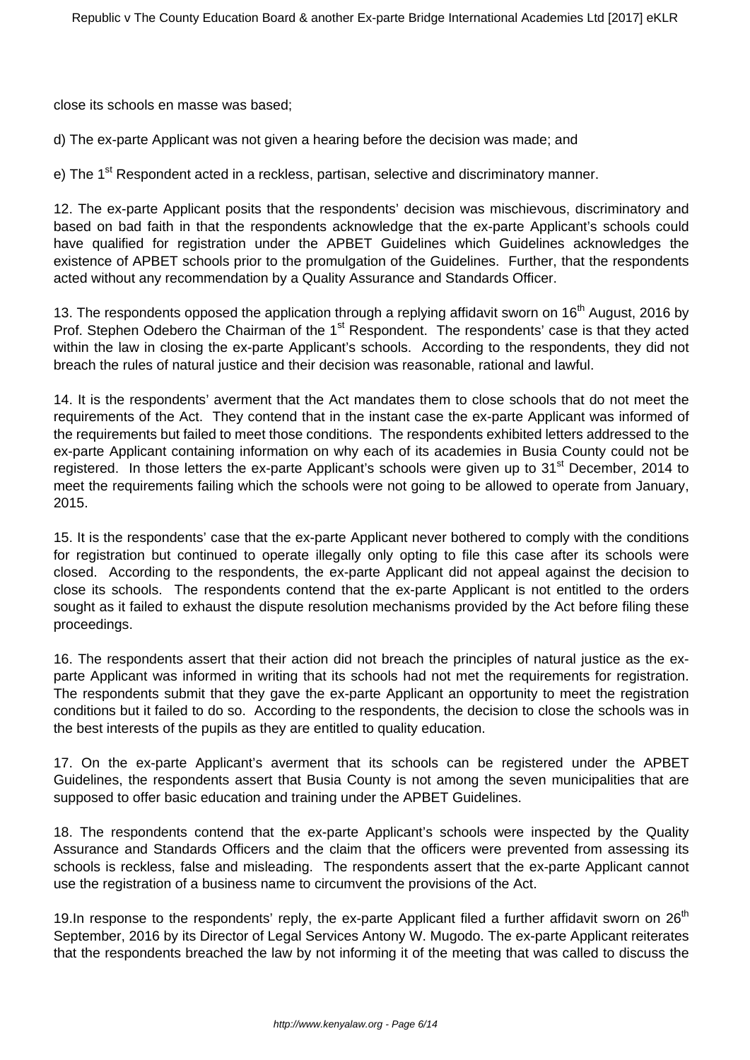close its schools en masse was based;

d) The ex-parte Applicant was not given a hearing before the decision was made; and

e) The 1st Respondent acted in a reckless, partisan, selective and discriminatory manner.

12. The ex-parte Applicant posits that the respondents' decision was mischievous, discriminatory and based on bad faith in that the respondents acknowledge that the ex-parte Applicant's schools could have qualified for registration under the APBET Guidelines which Guidelines acknowledges the existence of APBET schools prior to the promulgation of the Guidelines. Further, that the respondents acted without any recommendation by a Quality Assurance and Standards Officer.

13. The respondents opposed the application through a replying affidavit sworn on 16th August, 2016 by Prof. Stephen Odebero the Chairman of the 1st Respondent. The respondents' case is that they acted within the law in closing the ex-parte Applicant's schools. According to the respondents, they did not breach the rules of natural justice and their decision was reasonable, rational and lawful.

14. It is the respondents' averment that the Act mandates them to close schools that do not meet the requirements of the Act. They contend that in the instant case the ex-parte Applicant was informed of the requirements but failed to meet those conditions. The respondents exhibited letters addressed to the ex-parte Applicant containing information on why each of its academies in Busia County could not be registered. In those letters the ex-parte Applicant's schools were given up to 31st December, 2014 to meet the requirements failing which the schools were not going to be allowed to operate from January, 2015.

15. It is the respondents' case that the ex-parte Applicant never bothered to comply with the conditions for registration but continued to operate illegally only opting to file this case after its schools were closed. According to the respondents, the ex-parte Applicant did not appeal against the decision to close its schools. The respondents contend that the ex-parte Applicant is not entitled to the orders sought as it failed to exhaust the dispute resolution mechanisms provided by the Act before filing these proceedings.

16. The respondents assert that their action did not breach the principles of natural justice as the ex-parte Applicant was informed in writing that its schools had not met the requirements for registration. The respondents submit that they gave the ex-parte Applicant an opportunity to meet the registration conditions but it failed to do so. According to the respondents, the decision to close the schools was in the best interests of the pupils as they are entitled to quality education.

17. On the ex-parte Applicant's averment that its schools can be registered under the APBET Guidelines, the respondents assert that Busia County is not among the seven municipalities that are supposed to offer basic education and training under the APBET Guidelines.

18. The respondents contend that the ex-parte Applicant's schools were inspected by the Quality Assurance and Standards Officers and the claim that the officers were prevented from assessing its schools is reckless, false and misleading. The respondents assert that the ex-parte Applicant cannot use the registration of a business name to circumvent the provisions of the Act.

19.In response to the respondents' reply, the ex-parte Applicant filed a further affidavit sworn on 26th September, 2016 by its Director of Legal Services Antony W. Mugodo. The ex-parte Applicant reiterates that the respondents breached the law by not informing it of the meeting that was called to discuss the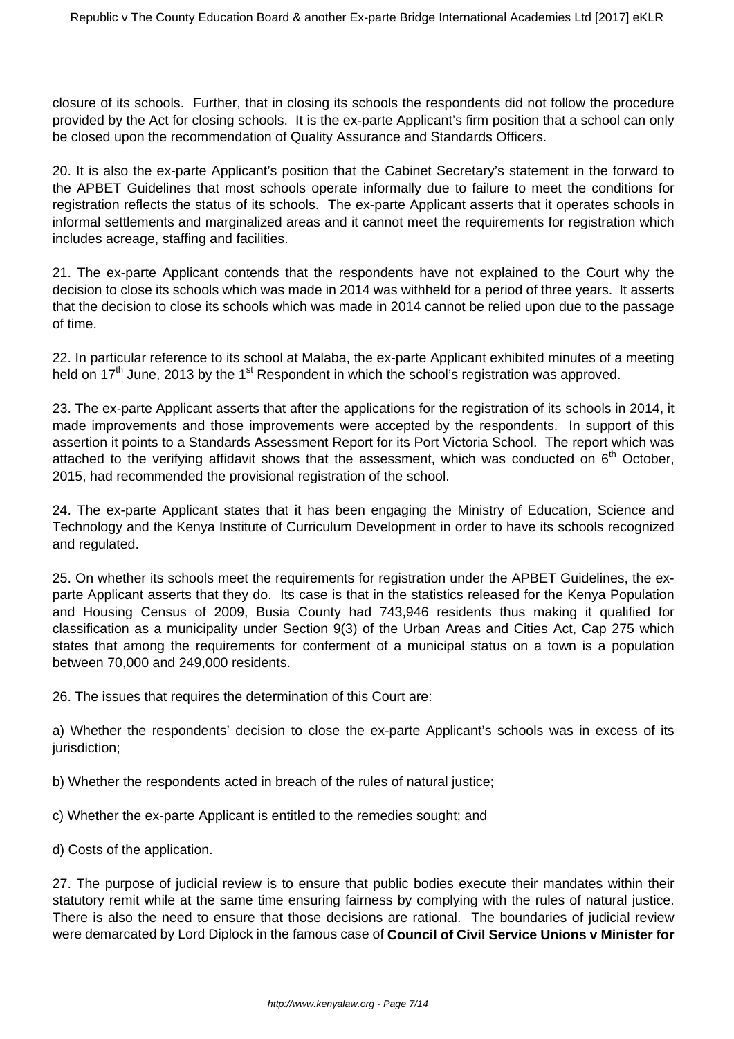closure of its schools. Further, that in closing its schools the respondents did not follow the procedure provided by the Act for closing schools. It is the ex-parte Applicant's firm position that a school can only be closed upon the recommendation of Quality Assurance and Standards Officers.

20. It is also the ex-parte Applicant's position that the Cabinet Secretary's statement in the forward to the APBET Guidelines that most schools operate informally due to failure to meet the conditions for registration reflects the status of its schools. The ex-parte Applicant asserts that it operates schools in informal settlements and marginalized areas and it cannot meet the requirements for registration which includes acreage, staffing and facilities.

21. The ex-parte Applicant contends that the respondents have not explained to the Court why the decision to close its schools which was made in 2014 was withheld for a period of three years. It asserts that the decision to close its schools which was made in 2014 cannot be relied upon due to the passage of time.

22. In particular reference to its school at Malaba, the ex-parte Applicant exhibited minutes of a meeting held on 17th June, 2013 by the 1st Respondent in which the school's registration was approved.

23. The ex-parte Applicant asserts that after the applications for the registration of its schools in 2014, it made improvements and those improvements were accepted by the respondents. In support of this assertion it points to a Standards Assessment Report for its Port Victoria School. The report which was attached to the verifying affidavit shows that the assessment, which was conducted on 6th October, 2015, had recommended the provisional registration of the school.

24. The ex-parte Applicant states that it has been engaging the Ministry of Education, Science and Technology and the Kenya Institute of Curriculum Development in order to have its schools recognized and regulated.

25. On whether its schools meet the requirements for registration under the APBET Guidelines, the ex-parte Applicant asserts that they do. Its case is that in the statistics released for the Kenya Population and Housing Census of 2009, Busia County had 743,946 residents thus making it qualified for classification as a municipality under Section 9(3) of the Urban Areas and Cities Act, Cap 275 which states that among the requirements for conferment of a municipal status on a town is a population between 70,000 and 249,000 residents.

26. The issues that requires the determination of this Court are:

a) Whether the respondents' decision to close the ex-parte Applicant's schools was in excess of its jurisdiction;

b) Whether the respondents acted in breach of the rules of natural justice;

c) Whether the ex-parte Applicant is entitled to the remedies sought; and

d) Costs of the application.

27. The purpose of judicial review is to ensure that public bodies execute their mandates within their statutory remit while at the same time ensuring fairness by complying with the rules of natural justice. There is also the need to ensure that those decisions are rational. The boundaries of judicial review were demarcated by Lord Diplock in the famous case of **Council of Civil Service Unions v Minister for**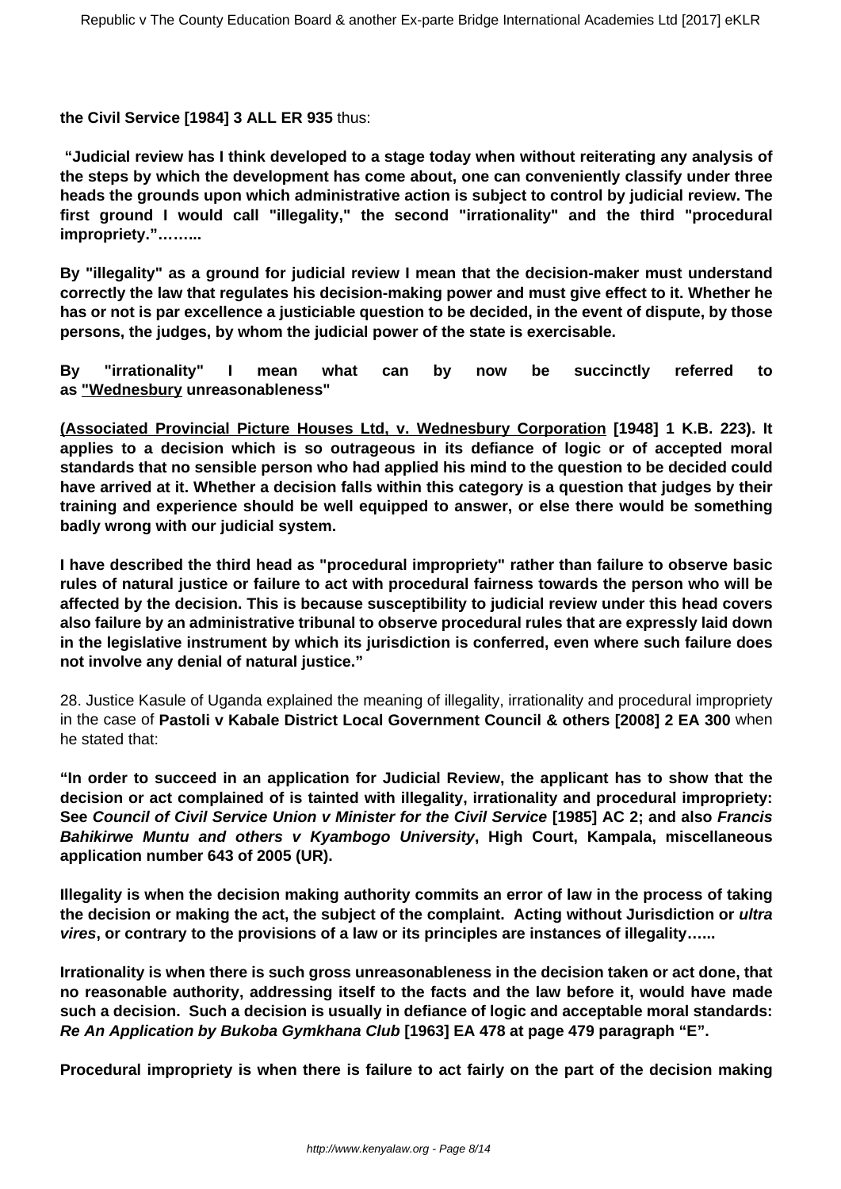**the Civil Service [1984] 3 ALL ER 935** thus:

**"Judicial review has I think developed to a stage today when without reiterating any analysis of the steps by which the development has come about, one can conveniently classify under three heads the grounds upon which administrative action is subject to control by judicial review. The first ground I would call "illegality," the second "irrationality" and the third "procedural impropriety."……..**

**By "illegality" as a ground for judicial review I mean that the decision-maker must understand correctly the law that regulates his decision-making power and must give effect to it. Whether he has or not is par excellence a justiciable question to be decided, in the event of dispute, by those persons, the judges, by whom the judicial power of the state is exercisable.**

**By "irrationality" I mean what can by now be succinctly referred to as "Wednesbury unreasonableness"**

**(Associated Provincial Picture Houses Ltd, v. Wednesbury Corporation [1948] 1 K.B. 223). It applies to a decision which is so outrageous in its defiance of logic or of accepted moral standards that no sensible person who had applied his mind to the question to be decided could have arrived at it. Whether a decision falls within this category is a question that judges by their training and experience should be well equipped to answer, or else there would be something badly wrong with our judicial system.**

**I have described the third head as "procedural impropriety" rather than failure to observe basic rules of natural justice or failure to act with procedural fairness towards the person who will be affected by the decision. This is because susceptibility to judicial review under this head covers also failure by an administrative tribunal to observe procedural rules that are expressly laid down in the legislative instrument by which its jurisdiction is conferred, even where such failure does not involve any denial of natural justice."**

28. Justice Kasule of Uganda explained the meaning of illegality, irrationality and procedural impropriety in the case of **Pastoli v Kabale District Local Government Council & others [2008] 2 EA 300** when he stated that:

**"In order to succeed in an application for Judicial Review, the applicant has to show that the decision or act complained of is tainted with illegality, irrationality and procedural impropriety: See *Council of Civil Service Union v Minister for the Civil Service* [1985] AC 2; and also *Francis Bahikirwe Muntu and others v Kyambogo University*, High Court, Kampala, miscellaneous application number 643 of 2005 (UR).**

**Illegality is when the decision making authority commits an error of law in the process of taking the decision or making the act, the subject of the complaint. Acting without Jurisdiction or *ultra vires*, or contrary to the provisions of a law or its principles are instances of illegality…...**

**Irrationality is when there is such gross unreasonableness in the decision taken or act done, that no reasonable authority, addressing itself to the facts and the law before it, would have made such a decision. Such a decision is usually in defiance of logic and acceptable moral standards: *Re An Application by Bukoba Gymkhana Club* [1963] EA 478 at page 479 paragraph "E".**

**Procedural impropriety is when there is failure to act fairly on the part of the decision making**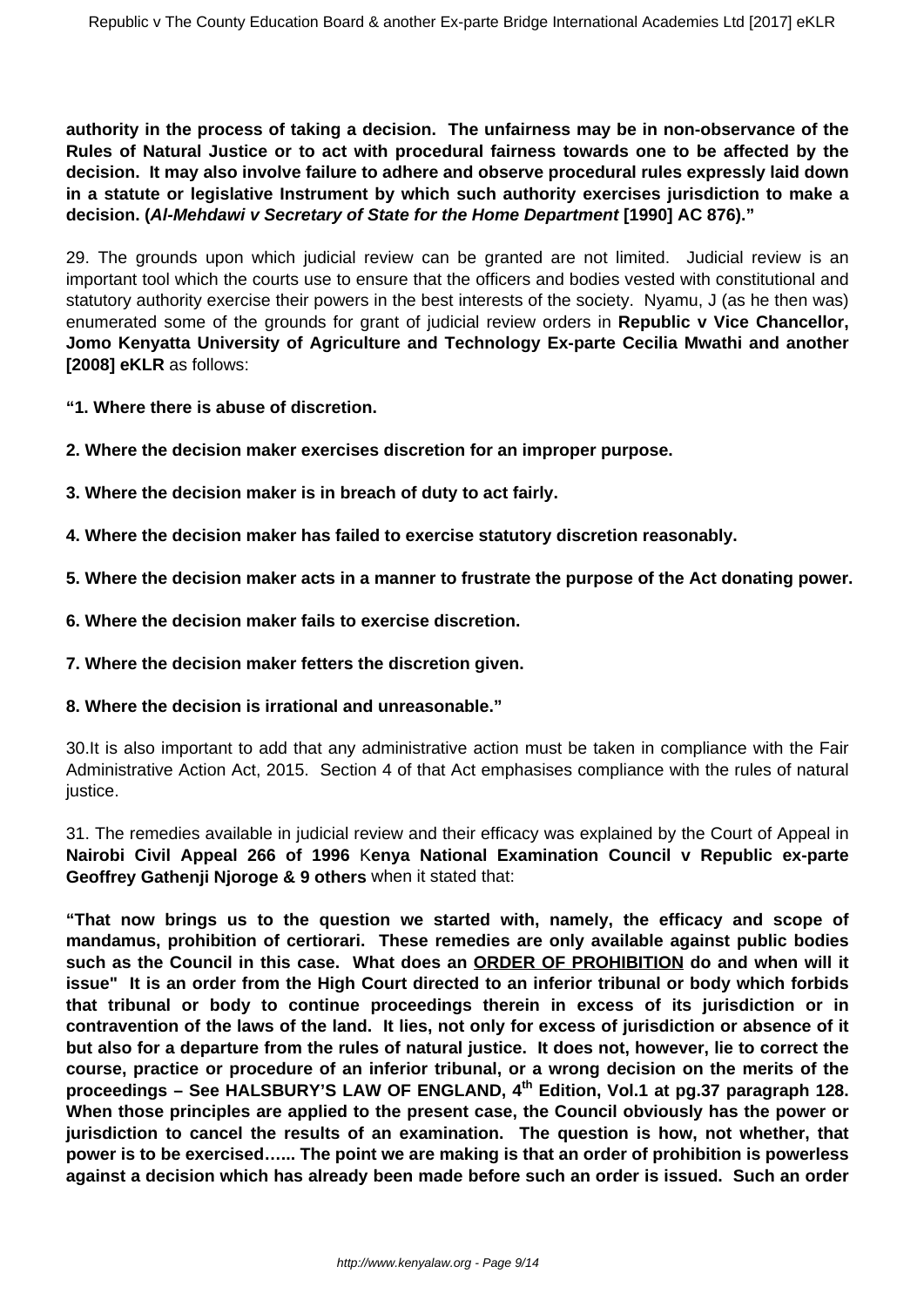**authority in the process of taking a decision. The unfairness may be in non-observance of the Rules of Natural Justice or to act with procedural fairness towards one to be affected by the decision. It may also involve failure to adhere and observe procedural rules expressly laid down in a statute or legislative Instrument by which such authority exercises jurisdiction to make a decision. (*Al-Mehdawi v Secretary of State for the Home Department* [1990] AC 876)."**

29. The grounds upon which judicial review can be granted are not limited. Judicial review is an important tool which the courts use to ensure that the officers and bodies vested with constitutional and statutory authority exercise their powers in the best interests of the society. Nyamu, J (as he then was) enumerated some of the grounds for grant of judicial review orders in **Republic v Vice Chancellor, Jomo Kenyatta University of Agriculture and Technology Ex-parte Cecilia Mwathi and another [2008] eKLR** as follows:

**"1. Where there is abuse of discretion.**

**2. Where the decision maker exercises discretion for an improper purpose.**

**3. Where the decision maker is in breach of duty to act fairly.**

**4. Where the decision maker has failed to exercise statutory discretion reasonably.**

**5. Where the decision maker acts in a manner to frustrate the purpose of the Act donating power.**

**6. Where the decision maker fails to exercise discretion.**

**7. Where the decision maker fetters the discretion given.**

**8. Where the decision is irrational and unreasonable."**

30.It is also important to add that any administrative action must be taken in compliance with the Fair Administrative Action Act, 2015. Section 4 of that Act emphasises compliance with the rules of natural justice.

31. The remedies available in judicial review and their efficacy was explained by the Court of Appeal in **Nairobi Civil Appeal 266 of 1996** K**enya National Examination Council v Republic ex-parte Geoffrey Gathenji Njoroge & 9 others** when it stated that:

**"That now brings us to the question we started with, namely, the efficacy and scope of mandamus, prohibition of certiorari. These remedies are only available against public bodies such as the Council in this case. What does an <u>ORDER OF PROHIBITION</u> do and when will it issue" It is an order from the High Court directed to an inferior tribunal or body which forbids that tribunal or body to continue proceedings therein in excess of its jurisdiction or in contravention of the laws of the land. It lies, not only for excess of jurisdiction or absence of it but also for a departure from the rules of natural justice. It does not, however, lie to correct the course, practice or procedure of an inferior tribunal, or a wrong decision on the merits of the proceedings – See HALSBURY'S LAW OF ENGLAND, 4th Edition, Vol.1 at pg.37 paragraph 128. When those principles are applied to the present case, the Council obviously has the power or jurisdiction to cancel the results of an examination. The question is how, not whether, that power is to be exercised…... The point we are making is that an order of prohibition is powerless against a decision which has already been made before such an order is issued. Such an order**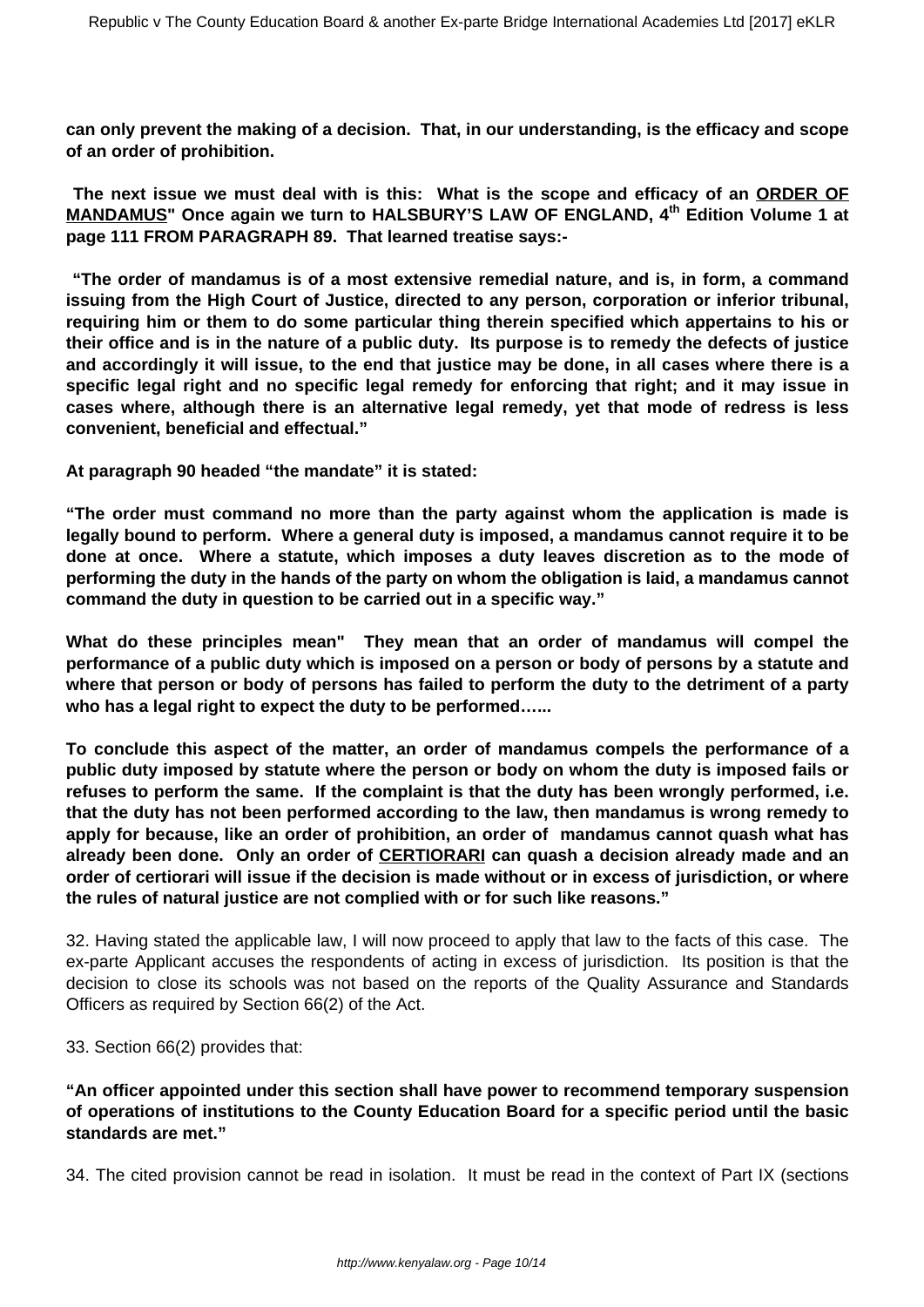**can only prevent the making of a decision. That, in our understanding, is the efficacy and scope of an order of prohibition.**

**The next issue we must deal with is this: What is the scope and efficacy of an <u>ORDER OF MANDAMUS</u>" Once again we turn to HALSBURY'S LAW OF ENGLAND, 4th Edition Volume 1 at page 111 FROM PARAGRAPH 89. That learned treatise says:-**

**"The order of mandamus is of a most extensive remedial nature, and is, in form, a command issuing from the High Court of Justice, directed to any person, corporation or inferior tribunal, requiring him or them to do some particular thing therein specified which appertains to his or their office and is in the nature of a public duty. Its purpose is to remedy the defects of justice and accordingly it will issue, to the end that justice may be done, in all cases where there is a specific legal right and no specific legal remedy for enforcing that right; and it may issue in cases where, although there is an alternative legal remedy, yet that mode of redress is less convenient, beneficial and effectual."**

**At paragraph 90 headed "the mandate" it is stated:**

**"The order must command no more than the party against whom the application is made is legally bound to perform. Where a general duty is imposed, a mandamus cannot require it to be done at once. Where a statute, which imposes a duty leaves discretion as to the mode of performing the duty in the hands of the party on whom the obligation is laid, a mandamus cannot command the duty in question to be carried out in a specific way."**

**What do these principles mean" They mean that an order of mandamus will compel the performance of a public duty which is imposed on a person or body of persons by a statute and where that person or body of persons has failed to perform the duty to the detriment of a party who has a legal right to expect the duty to be performed…...**

**To conclude this aspect of the matter, an order of mandamus compels the performance of a public duty imposed by statute where the person or body on whom the duty is imposed fails or refuses to perform the same. If the complaint is that the duty has been wrongly performed, i.e. that the duty has not been performed according to the law, then mandamus is wrong remedy to apply for because, like an order of prohibition, an order of mandamus cannot quash what has already been done. Only an order of <u>CERTIORARI</u> can quash a decision already made and an order of certiorari will issue if the decision is made without or in excess of jurisdiction, or where the rules of natural justice are not complied with or for such like reasons."**

32. Having stated the applicable law, I will now proceed to apply that law to the facts of this case. The ex-parte Applicant accuses the respondents of acting in excess of jurisdiction. Its position is that the decision to close its schools was not based on the reports of the Quality Assurance and Standards Officers as required by Section 66(2) of the Act.

33. Section 66(2) provides that:

**"An officer appointed under this section shall have power to recommend temporary suspension of operations of institutions to the County Education Board for a specific period until the basic standards are met."**

34. The cited provision cannot be read in isolation. It must be read in the context of Part IX (sections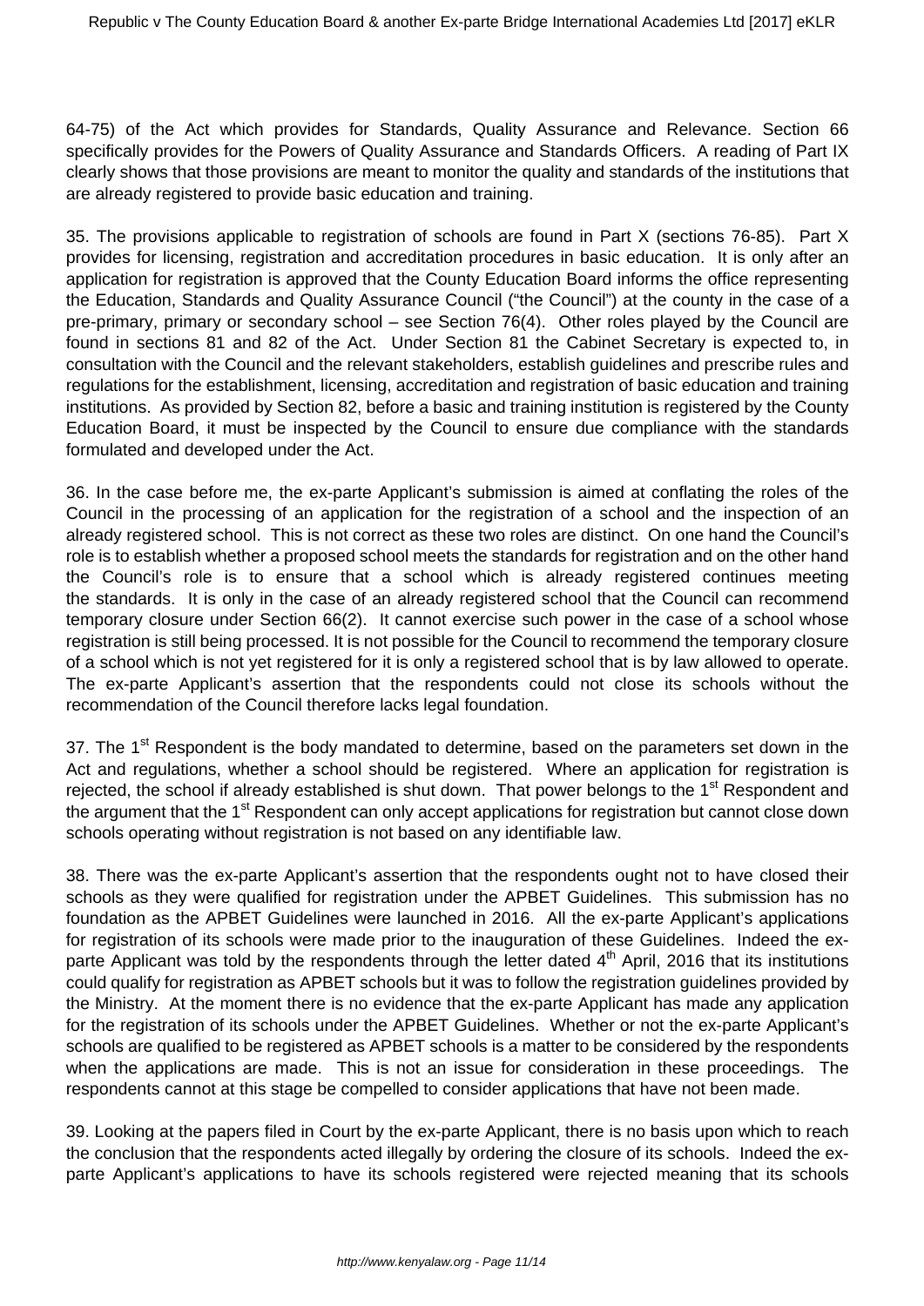64-75) of the Act which provides for Standards, Quality Assurance and Relevance. Section 66 specifically provides for the Powers of Quality Assurance and Standards Officers. A reading of Part IX clearly shows that those provisions are meant to monitor the quality and standards of the institutions that are already registered to provide basic education and training.

35. The provisions applicable to registration of schools are found in Part X (sections 76-85). Part X provides for licensing, registration and accreditation procedures in basic education. It is only after an application for registration is approved that the County Education Board informs the office representing the Education, Standards and Quality Assurance Council ("the Council") at the county in the case of a pre-primary, primary or secondary school – see Section 76(4). Other roles played by the Council are found in sections 81 and 82 of the Act. Under Section 81 the Cabinet Secretary is expected to, in consultation with the Council and the relevant stakeholders, establish guidelines and prescribe rules and regulations for the establishment, licensing, accreditation and registration of basic education and training institutions. As provided by Section 82, before a basic and training institution is registered by the County Education Board, it must be inspected by the Council to ensure due compliance with the standards formulated and developed under the Act.

36. In the case before me, the ex-parte Applicant's submission is aimed at conflating the roles of the Council in the processing of an application for the registration of a school and the inspection of an already registered school. This is not correct as these two roles are distinct. On one hand the Council's role is to establish whether a proposed school meets the standards for registration and on the other hand the Council's role is to ensure that a school which is already registered continues meeting the standards. It is only in the case of an already registered school that the Council can recommend temporary closure under Section 66(2). It cannot exercise such power in the case of a school whose registration is still being processed. It is not possible for the Council to recommend the temporary closure of a school which is not yet registered for it is only a registered school that is by law allowed to operate. The ex-parte Applicant's assertion that the respondents could not close its schools without the recommendation of the Council therefore lacks legal foundation.

37. The 1st Respondent is the body mandated to determine, based on the parameters set down in the Act and regulations, whether a school should be registered. Where an application for registration is rejected, the school if already established is shut down. That power belongs to the 1st Respondent and the argument that the 1st Respondent can only accept applications for registration but cannot close down schools operating without registration is not based on any identifiable law.

38. There was the ex-parte Applicant's assertion that the respondents ought not to have closed their schools as they were qualified for registration under the APBET Guidelines. This submission has no foundation as the APBET Guidelines were launched in 2016. All the ex-parte Applicant's applications for registration of its schools were made prior to the inauguration of these Guidelines. Indeed the ex-parte Applicant was told by the respondents through the letter dated 4th April, 2016 that its institutions could qualify for registration as APBET schools but it was to follow the registration guidelines provided by the Ministry. At the moment there is no evidence that the ex-parte Applicant has made any application for the registration of its schools under the APBET Guidelines. Whether or not the ex-parte Applicant's schools are qualified to be registered as APBET schools is a matter to be considered by the respondents when the applications are made. This is not an issue for consideration in these proceedings. The respondents cannot at this stage be compelled to consider applications that have not been made.

39. Looking at the papers filed in Court by the ex-parte Applicant, there is no basis upon which to reach the conclusion that the respondents acted illegally by ordering the closure of its schools. Indeed the ex-parte Applicant's applications to have its schools registered were rejected meaning that its schools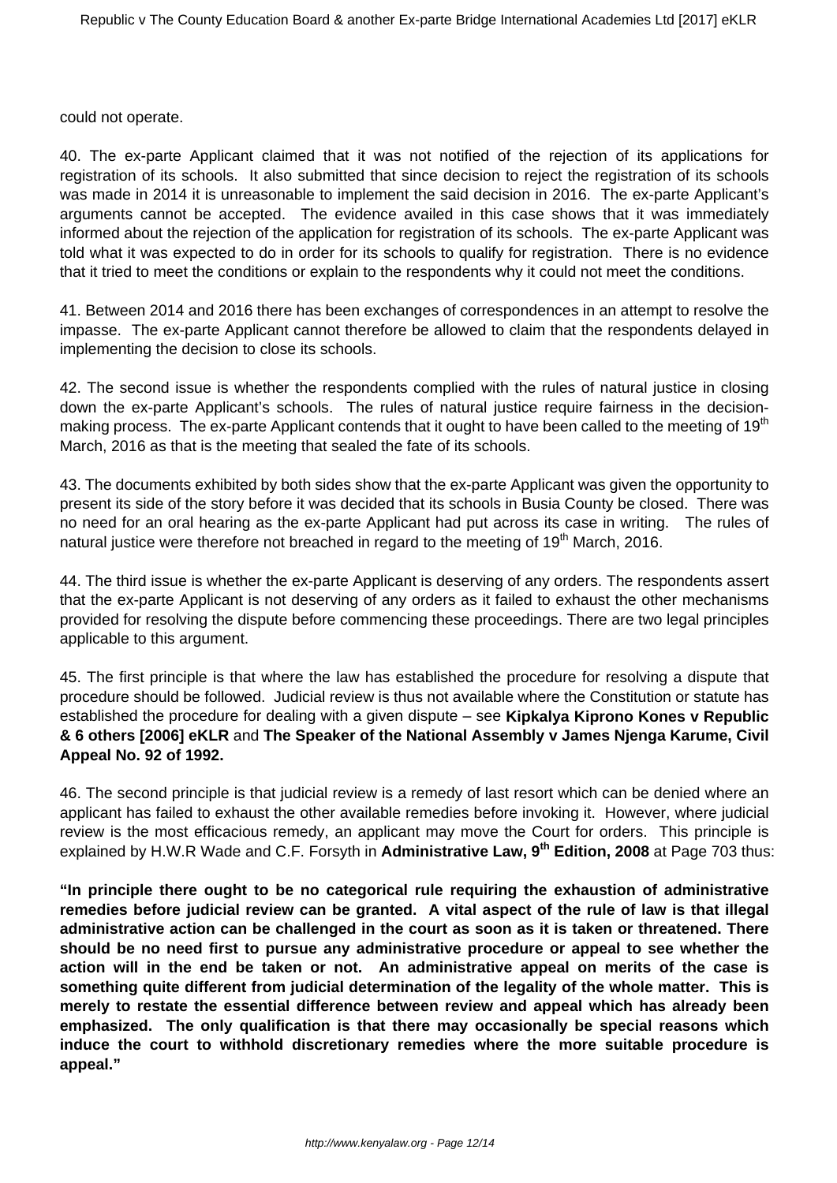could not operate.

40. The ex-parte Applicant claimed that it was not notified of the rejection of its applications for registration of its schools. It also submitted that since decision to reject the registration of its schools was made in 2014 it is unreasonable to implement the said decision in 2016. The ex-parte Applicant's arguments cannot be accepted. The evidence availed in this case shows that it was immediately informed about the rejection of the application for registration of its schools. The ex-parte Applicant was told what it was expected to do in order for its schools to qualify for registration. There is no evidence that it tried to meet the conditions or explain to the respondents why it could not meet the conditions.

41. Between 2014 and 2016 there has been exchanges of correspondences in an attempt to resolve the impasse. The ex-parte Applicant cannot therefore be allowed to claim that the respondents delayed in implementing the decision to close its schools.

42. The second issue is whether the respondents complied with the rules of natural justice in closing down the ex-parte Applicant's schools. The rules of natural justice require fairness in the decision-making process. The ex-parte Applicant contends that it ought to have been called to the meeting of 19th March, 2016 as that is the meeting that sealed the fate of its schools.

43. The documents exhibited by both sides show that the ex-parte Applicant was given the opportunity to present its side of the story before it was decided that its schools in Busia County be closed. There was no need for an oral hearing as the ex-parte Applicant had put across its case in writing. The rules of natural justice were therefore not breached in regard to the meeting of 19th March, 2016.

44. The third issue is whether the ex-parte Applicant is deserving of any orders. The respondents assert that the ex-parte Applicant is not deserving of any orders as it failed to exhaust the other mechanisms provided for resolving the dispute before commencing these proceedings. There are two legal principles applicable to this argument.

45. The first principle is that where the law has established the procedure for resolving a dispute that procedure should be followed. Judicial review is thus not available where the Constitution or statute has established the procedure for dealing with a given dispute – see **Kipkalya Kiprono Kones v Republic & 6 others [2006] eKLR** and **The Speaker of the National Assembly v James Njenga Karume, Civil Appeal No. 92 of 1992.**

46. The second principle is that judicial review is a remedy of last resort which can be denied where an applicant has failed to exhaust the other available remedies before invoking it. However, where judicial review is the most efficacious remedy, an applicant may move the Court for orders. This principle is explained by H.W.R Wade and C.F. Forsyth in **Administrative Law, 9th Edition, 2008** at Page 703 thus:

**"In principle there ought to be no categorical rule requiring the exhaustion of administrative remedies before judicial review can be granted. A vital aspect of the rule of law is that illegal administrative action can be challenged in the court as soon as it is taken or threatened. There should be no need first to pursue any administrative procedure or appeal to see whether the action will in the end be taken or not. An administrative appeal on merits of the case is something quite different from judicial determination of the legality of the whole matter. This is merely to restate the essential difference between review and appeal which has already been emphasized. The only qualification is that there may occasionally be special reasons which induce the court to withhold discretionary remedies where the more suitable procedure is appeal."**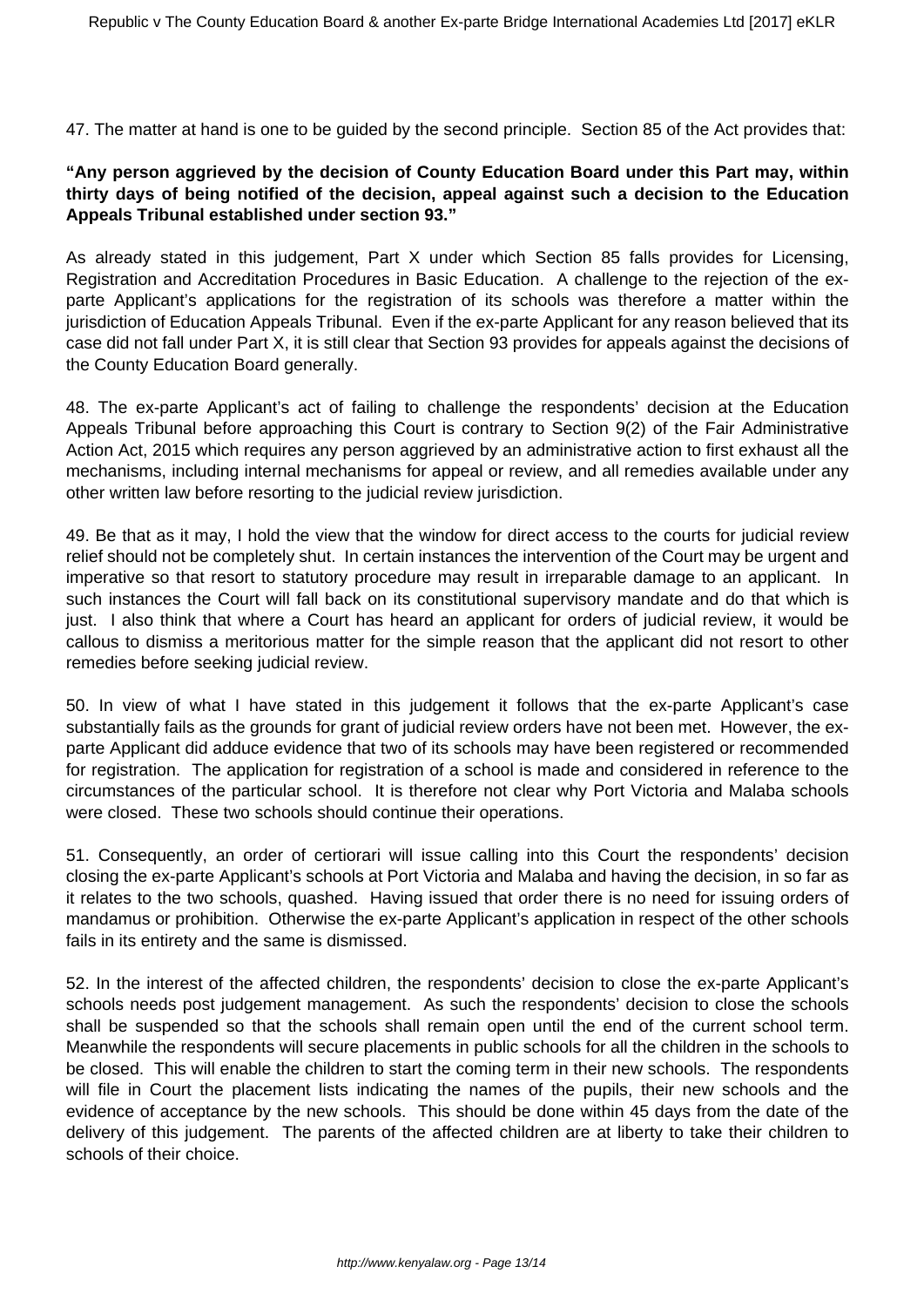47. The matter at hand is one to be guided by the second principle. Section 85 of the Act provides that:

**"Any person aggrieved by the decision of County Education Board under this Part may, within thirty days of being notified of the decision, appeal against such a decision to the Education Appeals Tribunal established under section 93."**

As already stated in this judgement, Part X under which Section 85 falls provides for Licensing, Registration and Accreditation Procedures in Basic Education. A challenge to the rejection of the ex-parte Applicant's applications for the registration of its schools was therefore a matter within the jurisdiction of Education Appeals Tribunal. Even if the ex-parte Applicant for any reason believed that its case did not fall under Part X, it is still clear that Section 93 provides for appeals against the decisions of the County Education Board generally.

48. The ex-parte Applicant's act of failing to challenge the respondents' decision at the Education Appeals Tribunal before approaching this Court is contrary to Section 9(2) of the Fair Administrative Action Act, 2015 which requires any person aggrieved by an administrative action to first exhaust all the mechanisms, including internal mechanisms for appeal or review, and all remedies available under any other written law before resorting to the judicial review jurisdiction.

49. Be that as it may, I hold the view that the window for direct access to the courts for judicial review relief should not be completely shut. In certain instances the intervention of the Court may be urgent and imperative so that resort to statutory procedure may result in irreparable damage to an applicant. In such instances the Court will fall back on its constitutional supervisory mandate and do that which is just. I also think that where a Court has heard an applicant for orders of judicial review, it would be callous to dismiss a meritorious matter for the simple reason that the applicant did not resort to other remedies before seeking judicial review.

50. In view of what I have stated in this judgement it follows that the ex-parte Applicant's case substantially fails as the grounds for grant of judicial review orders have not been met. However, the ex-parte Applicant did adduce evidence that two of its schools may have been registered or recommended for registration. The application for registration of a school is made and considered in reference to the circumstances of the particular school. It is therefore not clear why Port Victoria and Malaba schools were closed. These two schools should continue their operations.

51. Consequently, an order of certiorari will issue calling into this Court the respondents' decision closing the ex-parte Applicant's schools at Port Victoria and Malaba and having the decision, in so far as it relates to the two schools, quashed. Having issued that order there is no need for issuing orders of mandamus or prohibition. Otherwise the ex-parte Applicant's application in respect of the other schools fails in its entirety and the same is dismissed.

52. In the interest of the affected children, the respondents' decision to close the ex-parte Applicant's schools needs post judgement management. As such the respondents' decision to close the schools shall be suspended so that the schools shall remain open until the end of the current school term. Meanwhile the respondents will secure placements in public schools for all the children in the schools to be closed. This will enable the children to start the coming term in their new schools. The respondents will file in Court the placement lists indicating the names of the pupils, their new schools and the evidence of acceptance by the new schools. This should be done within 45 days from the date of the delivery of this judgement. The parents of the affected children are at liberty to take their children to schools of their choice.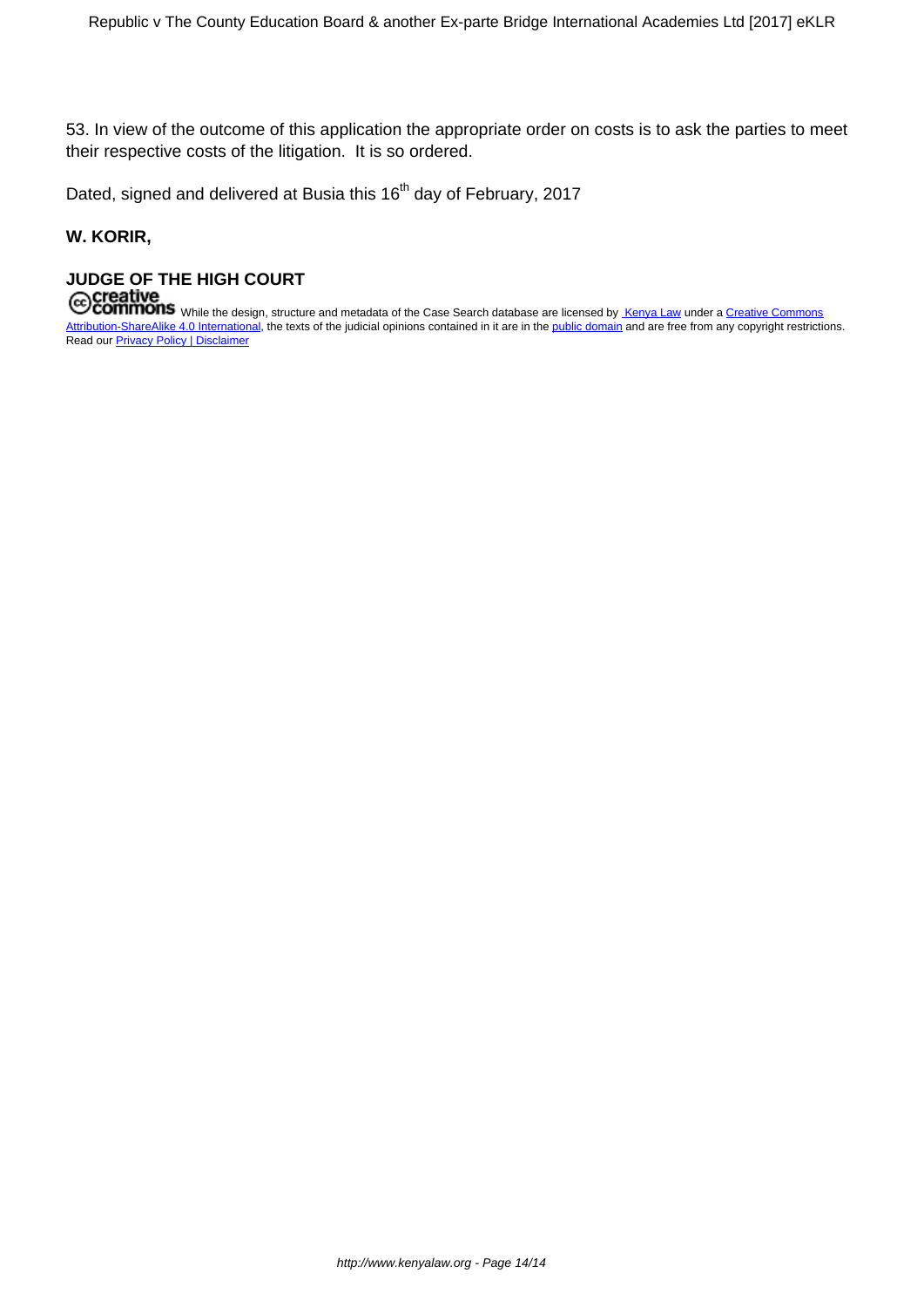53. In view of the outcome of this application the appropriate order on costs is to ask the parties to meet their respective costs of the litigation.  It is so ordered.

Dated, signed and delivered at Busia this 16th day of February, 2017

**W. KORIR,**

**JUDGE OF THE HIGH COURT**

While the design, structure and metadata of the Case Search database are licensed by Kenya Law under a Creative Commons Attribution-ShareAlike 4.0 International, the texts of the judicial opinions contained in it are in the public domain and are free from any copyright restrictions. Read our Privacy Policy | Disclaimer